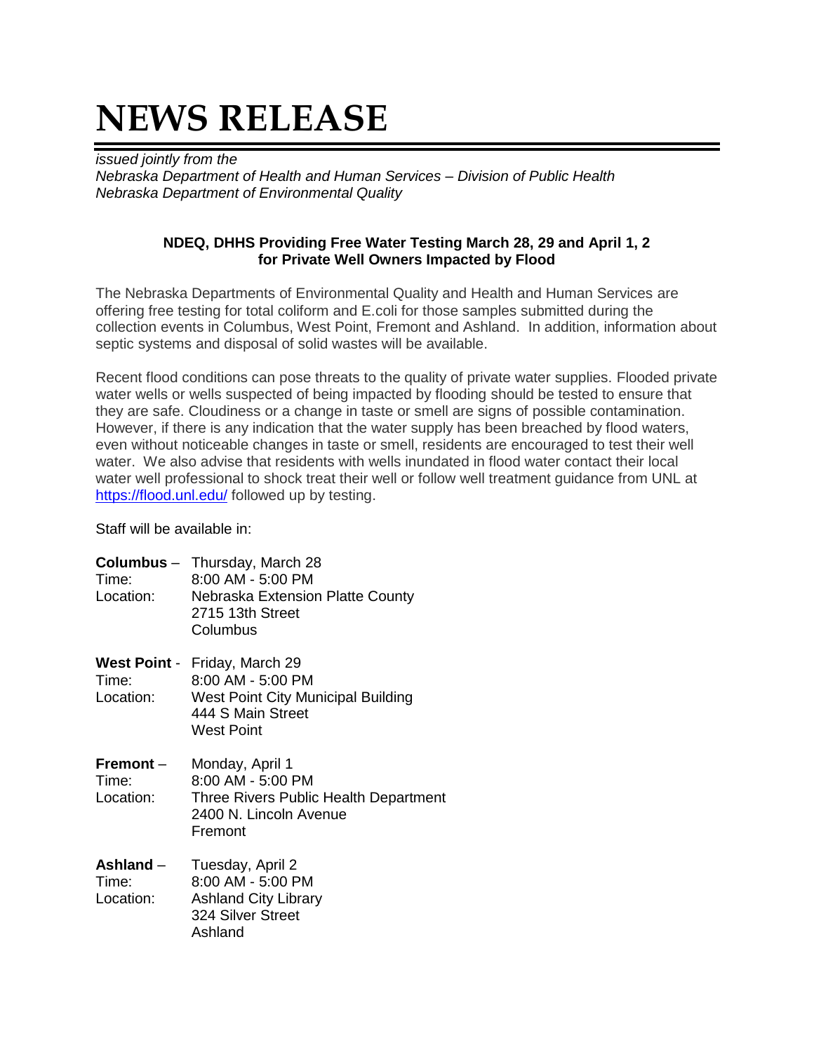# NEWS RELEASE

*issued jointly from the*
*Nebraska Department of Health and Human Services – Division of Public Health*
*Nebraska Department of Environmental Quality*

**NDEQ, DHHS Providing Free Water Testing March 28, 29 and April 1, 2 for Private Well Owners Impacted by Flood**

The Nebraska Departments of Environmental Quality and Health and Human Services are offering free testing for total coliform and E.coli for those samples submitted during the collection events in Columbus, West Point, Fremont and Ashland. In addition, information about septic systems and disposal of solid wastes will be available.

Recent flood conditions can pose threats to the quality of private water supplies. Flooded private water wells or wells suspected of being impacted by flooding should be tested to ensure that they are safe. Cloudiness or a change in taste or smell are signs of possible contamination. However, if there is any indication that the water supply has been breached by flood waters, even without noticeable changes in taste or smell, residents are encouraged to test their well water. We also advise that residents with wells inundated in flood water contact their local water well professional to shock treat their well or follow well treatment guidance from UNL at https://flood.unl.edu/ followed up by testing.

Staff will be available in:

**Columbus** – Thursday, March 28
Time: 8:00 AM - 5:00 PM
Location: Nebraska Extension Platte County
2715 13th Street
Columbus

**West Point** - Friday, March 29
Time: 8:00 AM - 5:00 PM
Location: West Point City Municipal Building
444 S Main Street
West Point

**Fremont** – Monday, April 1
Time: 8:00 AM - 5:00 PM
Location: Three Rivers Public Health Department
2400 N. Lincoln Avenue
Fremont

**Ashland** – Tuesday, April 2
Time: 8:00 AM - 5:00 PM
Location: Ashland City Library
324 Silver Street
Ashland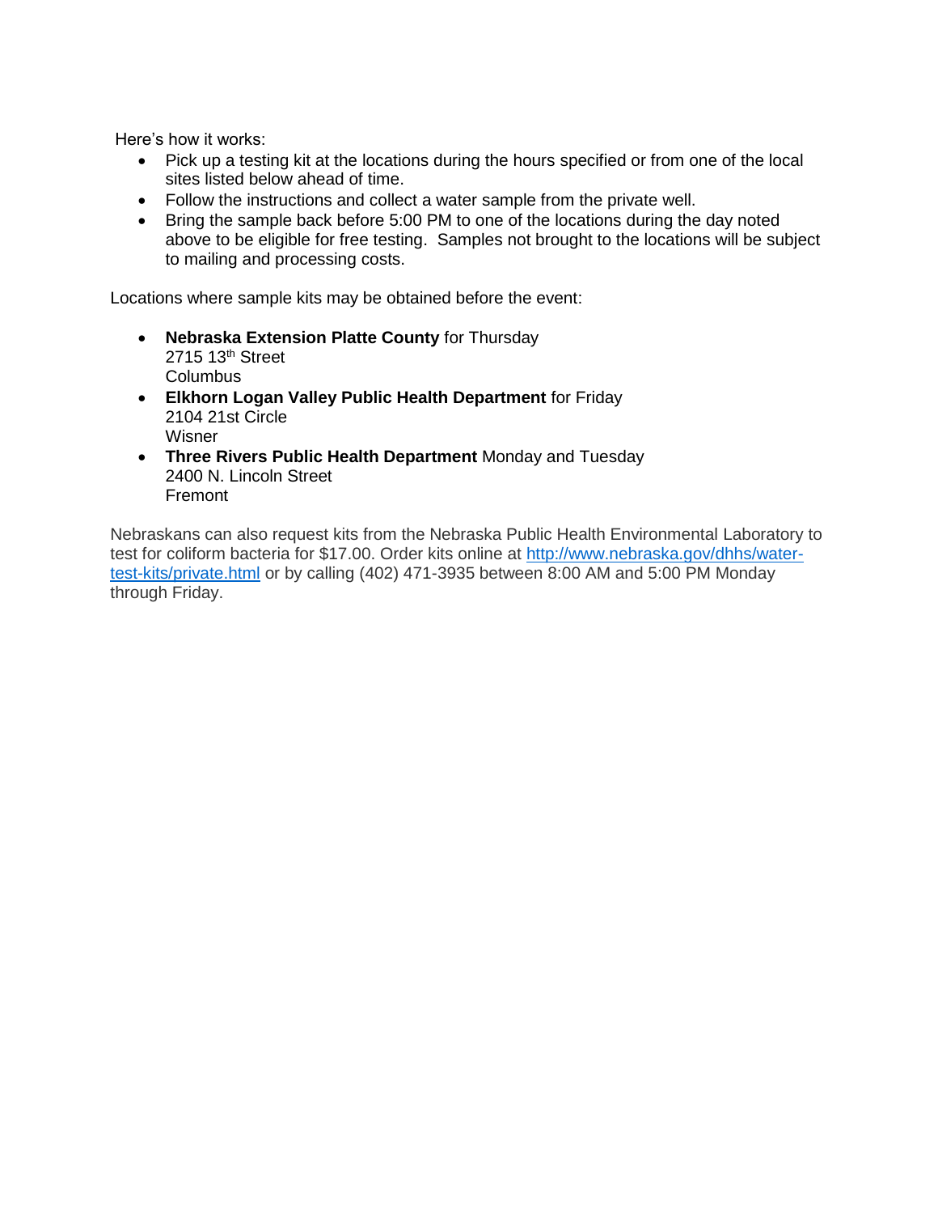Here's how it works:

- Pick up a testing kit at the locations during the hours specified or from one of the local sites listed below ahead of time.
- Follow the instructions and collect a water sample from the private well.
- Bring the sample back before 5:00 PM to one of the locations during the day noted above to be eligible for free testing. Samples not brought to the locations will be subject to mailing and processing costs.

Locations where sample kits may be obtained before the event:

- **Nebraska Extension Platte County** for Thursday
  2715 13th Street
  Columbus
- **Elkhorn Logan Valley Public Health Department** for Friday
  2104 21st Circle
  Wisner
- **Three Rivers Public Health Department** Monday and Tuesday
  2400 N. Lincoln Street
  Fremont

Nebraskans can also request kits from the Nebraska Public Health Environmental Laboratory to test for coliform bacteria for $17.00. Order kits online at [http://www.nebraska.gov/dhhs/water-test-kits/private.html](http://www.nebraska.gov/dhhs/water-test-kits/private.html) or by calling (402) 471-3935 between 8:00 AM and 5:00 PM Monday through Friday.